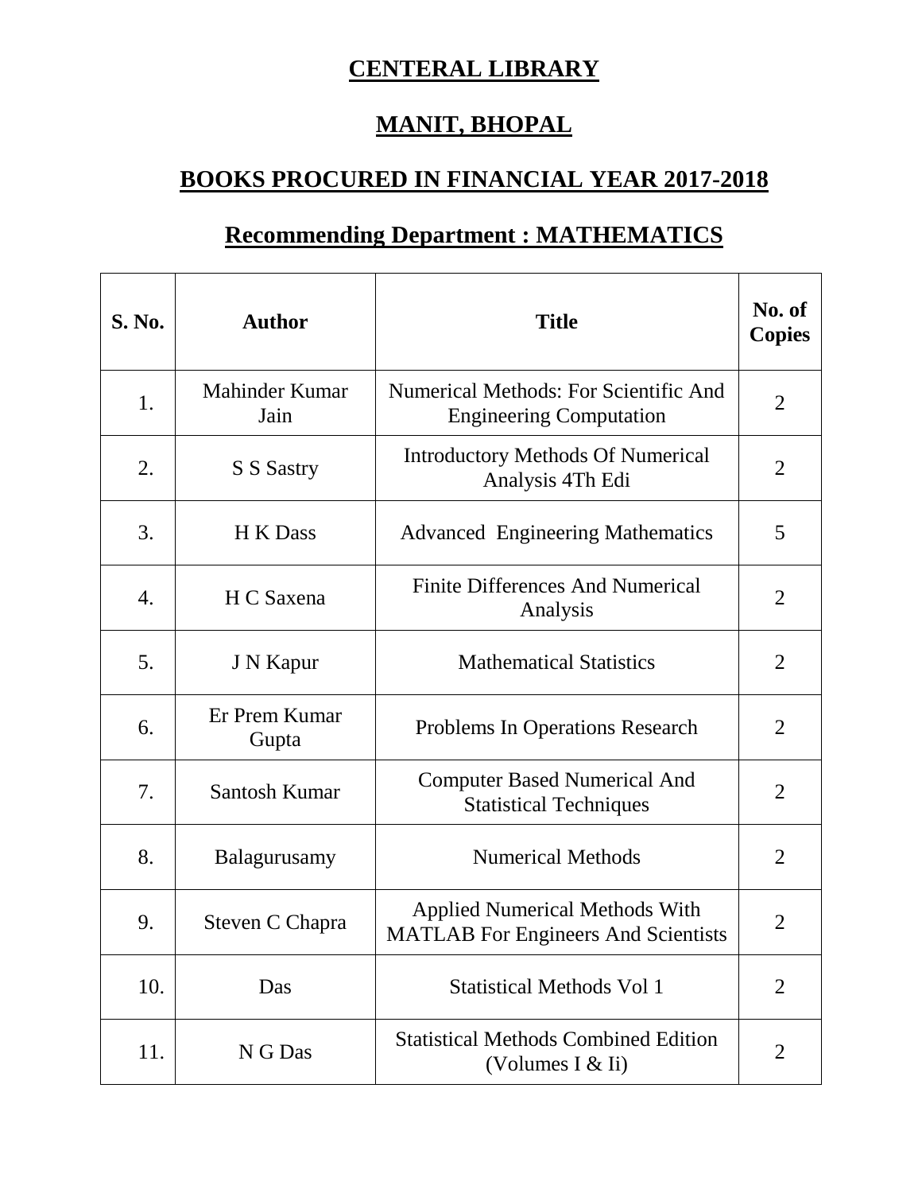# CENTERAL LIBRARY

# MANIT, BHOPAL

## BOOKS PROCURED IN FINANCIAL YEAR 2017-2018

## Recommending Department : MATHEMATICS

| S. No. | Author | Title | No. of Copies |
|---|---|---|---|
| 1. | Mahinder Kumar Jain | Numerical Methods: For Scientific And Engineering Computation | 2 |
| 2. | S S Sastry | Introductory Methods Of Numerical Analysis 4Th Edi | 2 |
| 3. | H K Dass | Advanced Engineering Mathematics | 5 |
| 4. | H C Saxena | Finite Differences And Numerical Analysis | 2 |
| 5. | J N Kapur | Mathematical Statistics | 2 |
| 6. | Er Prem Kumar Gupta | Problems In Operations Research | 2 |
| 7. | Santosh Kumar | Computer Based Numerical And Statistical Techniques | 2 |
| 8. | Balagurusamy | Numerical Methods | 2 |
| 9. | Steven C Chapra | Applied Numerical Methods With MATLAB For Engineers And Scientists | 2 |
| 10. | Das | Statistical Methods Vol 1 | 2 |
| 11. | N G Das | Statistical Methods Combined Edition (Volumes I & Ii) | 2 |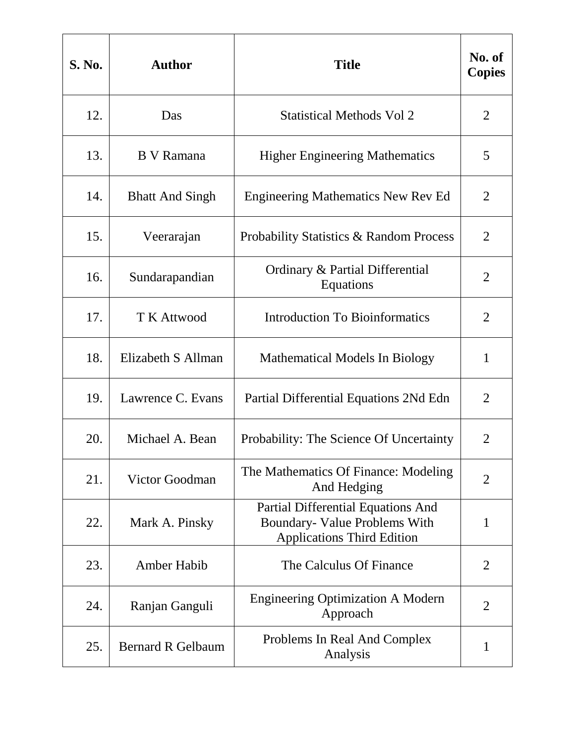| S. No. | Author | Title | No. of Copies |
|---|---|---|---|
| 12. | Das | Statistical Methods Vol 2 | 2 |
| 13. | B V Ramana | Higher Engineering Mathematics | 5 |
| 14. | Bhatt And Singh | Engineering Mathematics New Rev Ed | 2 |
| 15. | Veerarajan | Probability Statistics & Random Process | 2 |
| 16. | Sundarapandian | Ordinary & Partial Differential Equations | 2 |
| 17. | T K Attwood | Introduction To Bioinformatics | 2 |
| 18. | Elizabeth S Allman | Mathematical Models In Biology | 1 |
| 19. | Lawrence C. Evans | Partial Differential Equations 2Nd Edn | 2 |
| 20. | Michael A. Bean | Probability: The Science Of Uncertainty | 2 |
| 21. | Victor Goodman | The Mathematics Of Finance: Modeling And Hedging | 2 |
| 22. | Mark A. Pinsky | Partial Differential Equations And Boundary- Value Problems With Applications Third Edition | 1 |
| 23. | Amber Habib | The Calculus Of Finance | 2 |
| 24. | Ranjan Ganguli | Engineering Optimization A Modern Approach | 2 |
| 25. | Bernard R Gelbaum | Problems In Real And Complex Analysis | 1 |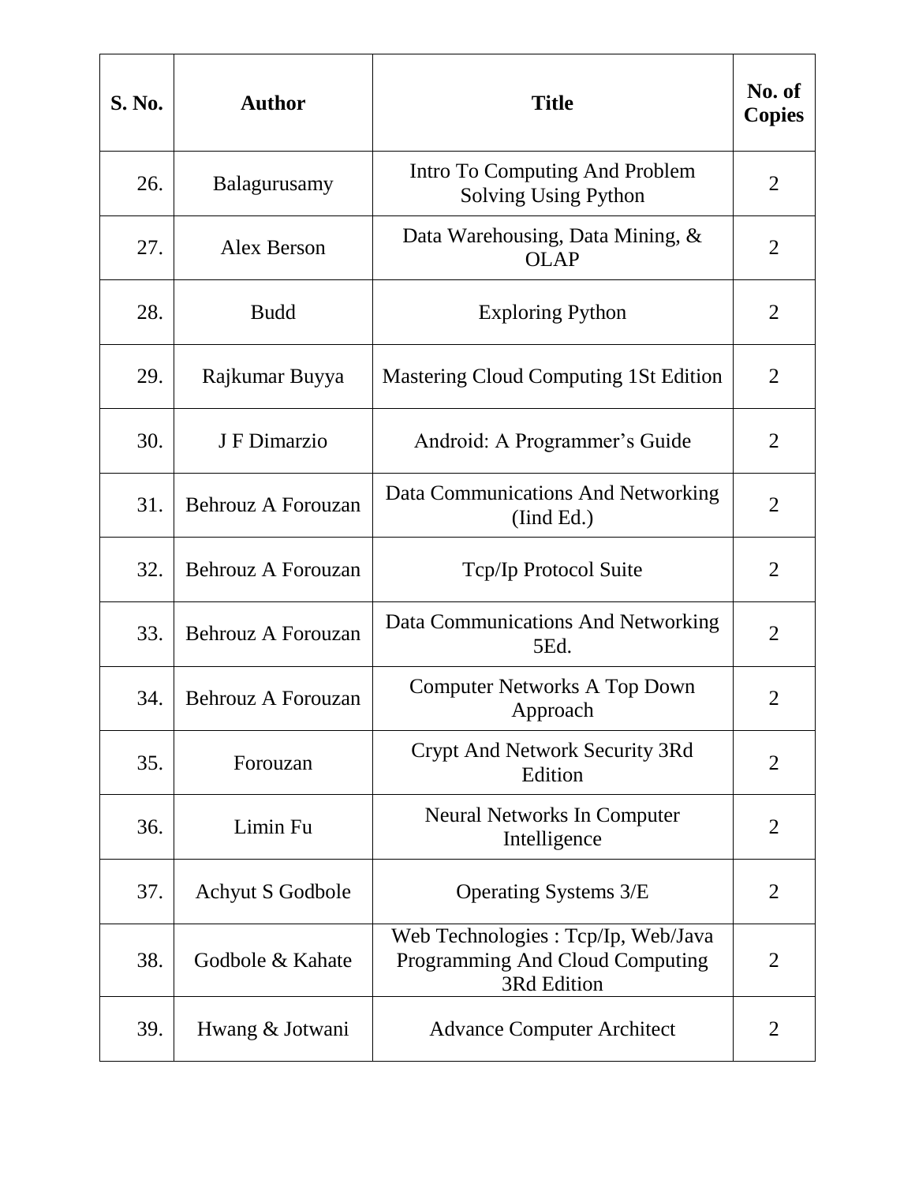| S. No. | Author | Title | No. of Copies |
|---|---|---|---|
| 26. | Balagurusamy | Intro To Computing And Problem Solving Using Python | 2 |
| 27. | Alex Berson | Data Warehousing, Data Mining, & OLAP | 2 |
| 28. | Budd | Exploring Python | 2 |
| 29. | Rajkumar Buyya | Mastering Cloud Computing 1St Edition | 2 |
| 30. | J F Dimarzio | Android: A Programmer's Guide | 2 |
| 31. | Behrouz A Forouzan | Data Communications And Networking (Iind Ed.) | 2 |
| 32. | Behrouz A Forouzan | Tcp/Ip Protocol Suite | 2 |
| 33. | Behrouz A Forouzan | Data Communications And Networking 5Ed. | 2 |
| 34. | Behrouz A Forouzan | Computer Networks A Top Down Approach | 2 |
| 35. | Forouzan | Crypt And Network Security 3Rd Edition | 2 |
| 36. | Limin Fu | Neural Networks In Computer Intelligence | 2 |
| 37. | Achyut S Godbole | Operating Systems 3/E | 2 |
| 38. | Godbole & Kahate | Web Technologies : Tcp/Ip, Web/Java Programming And Cloud Computing 3Rd Edition | 2 |
| 39. | Hwang & Jotwani | Advance Computer Architect | 2 |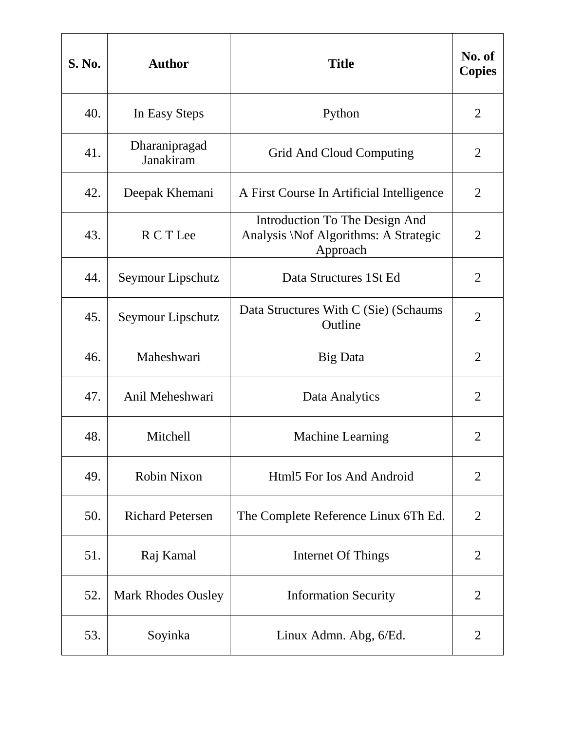| S. No. | Author | Title | No. of Copies |
| --- | --- | --- | --- |
| 40. | In Easy Steps | Python | 2 |
| 41. | Dharanipragad Janakiram | Grid And Cloud Computing | 2 |
| 42. | Deepak Khemani | A First Course In Artificial Intelligence | 2 |
| 43. | R C T Lee | Introduction To The Design And Analysis \Nof Algorithms: A Strategic Approach | 2 |
| 44. | Seymour Lipschutz | Data Structures 1St Ed | 2 |
| 45. | Seymour Lipschutz | Data Structures With C (Sie) (Schaums Outline | 2 |
| 46. | Maheshwari | Big Data | 2 |
| 47. | Anil Meheshwari | Data Analytics | 2 |
| 48. | Mitchell | Machine Learning | 2 |
| 49. | Robin Nixon | Html5 For Ios And Android | 2 |
| 50. | Richard Petersen | The Complete Reference Linux 6Th Ed. | 2 |
| 51. | Raj Kamal | Internet Of Things | 2 |
| 52. | Mark Rhodes Ousley | Information Security | 2 |
| 53. | Soyinka | Linux Admn. Abg, 6/Ed. | 2 |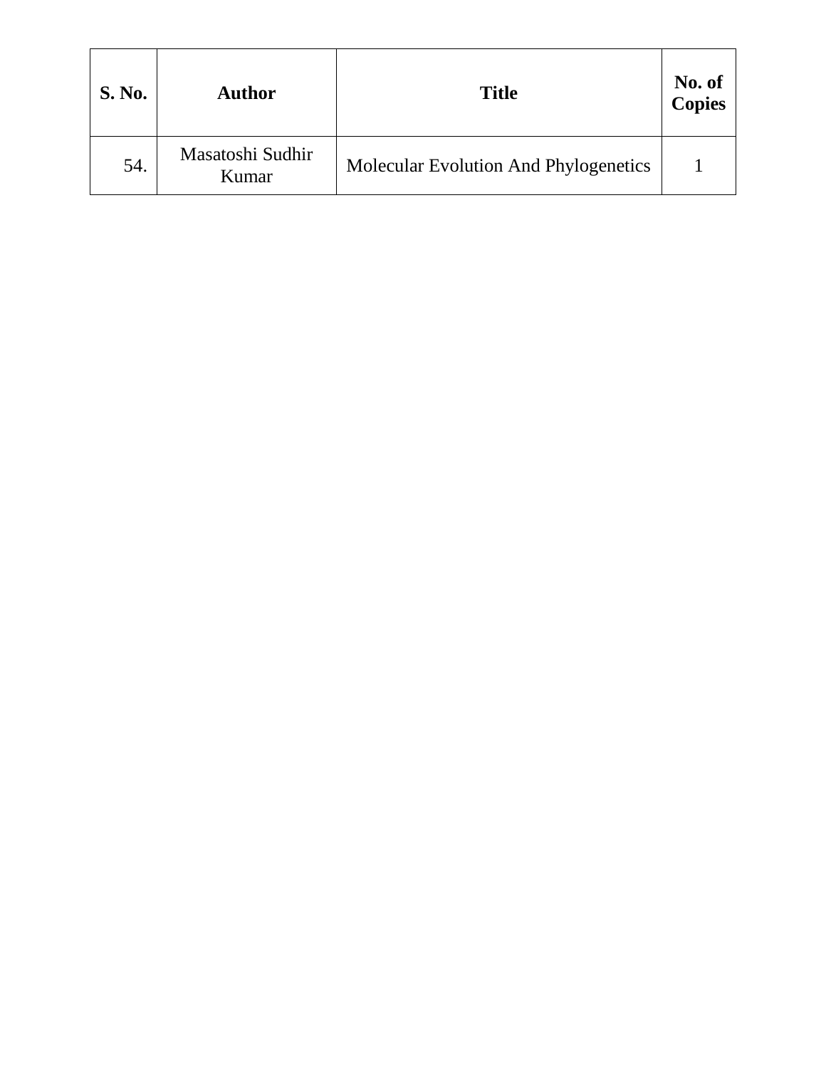| S. No. | Author | Title | No. of Copies |
|---|---|---|---|
| 54. | Masatoshi Sudhir Kumar | Molecular Evolution And Phylogenetics | 1 |